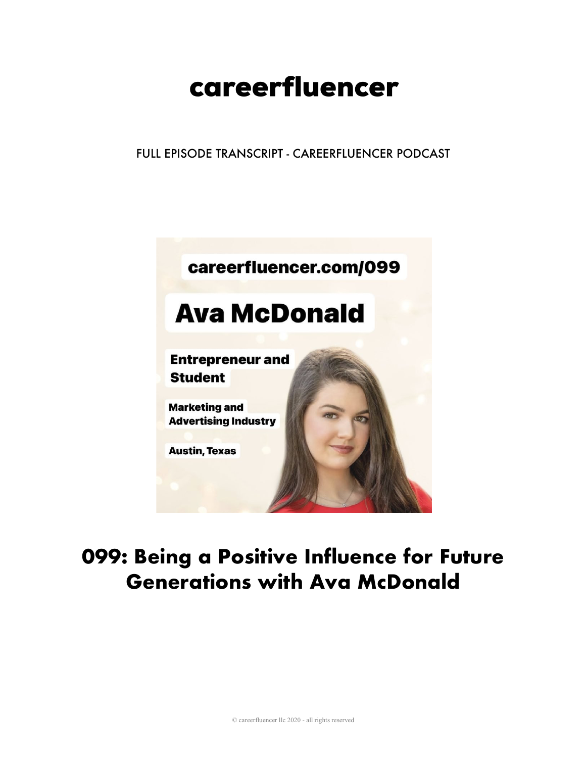# careerfluencer

FULL EPISODE TRANSCRIPT - CAREERFLUENCER PODCAST

careerfluencer.com/099

Ava McDonald

Entrepreneur and Student

Marketing and Advertising Industry

Austin, Texas

## 099: Being a Positive Influence for Future Generations with Ava McDonald

© careerfluencer llc 2020 - all rights reserved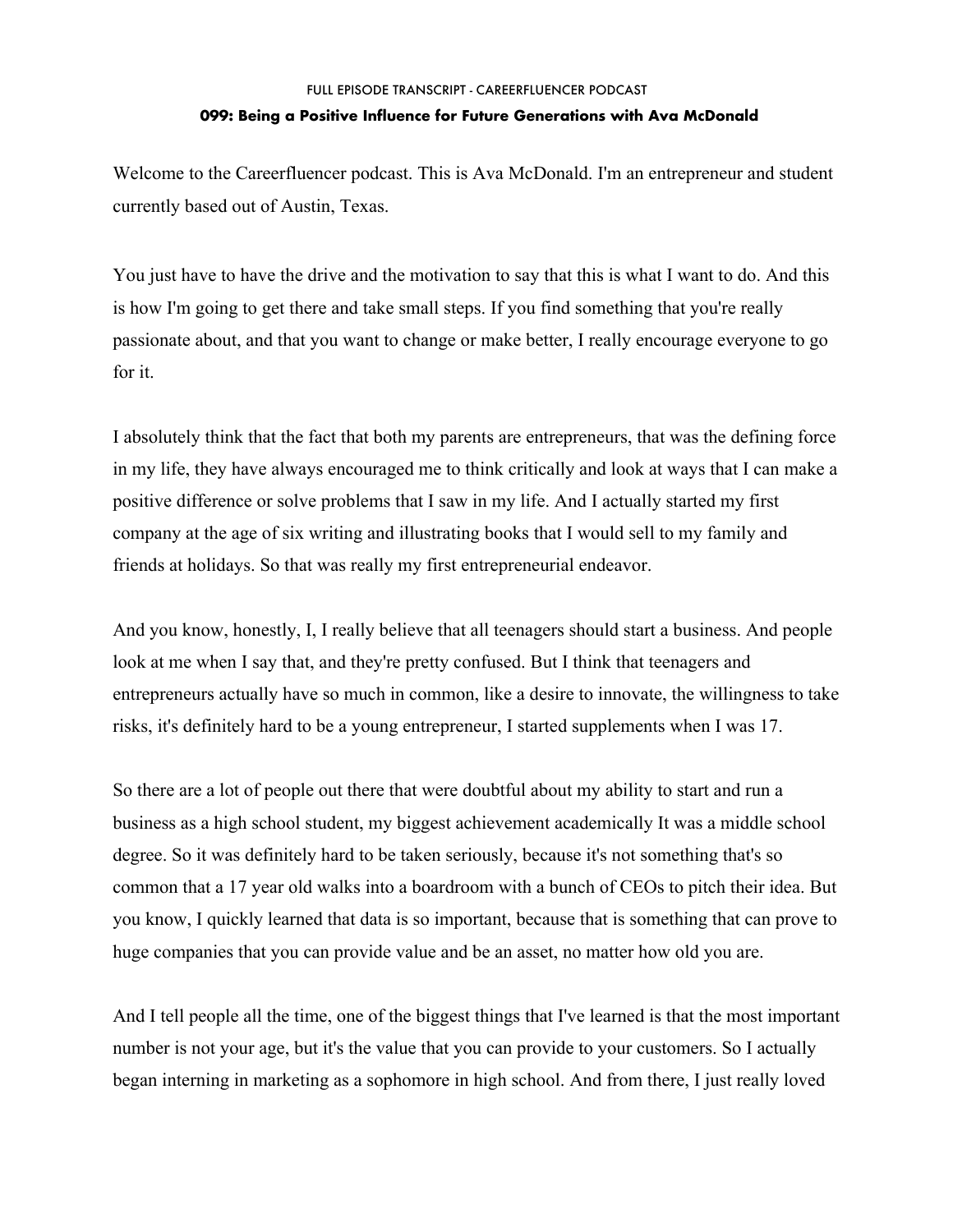Welcome to the Careerfluencer podcast. This is Ava McDonald. I'm an entrepreneur and student currently based out of Austin, Texas.

You just have to have the drive and the motivation to say that this is what I want to do. And this is how I'm going to get there and take small steps. If you find something that you're really passionate about, and that you want to change or make better, I really encourage everyone to go for it.

I absolutely think that the fact that both my parents are entrepreneurs, that was the defining force in my life, they have always encouraged me to think critically and look at ways that I can make a positive difference or solve problems that I saw in my life. And I actually started my first company at the age of six writing and illustrating books that I would sell to my family and friends at holidays. So that was really my first entrepreneurial endeavor.

And you know, honestly, I, I really believe that all teenagers should start a business. And people look at me when I say that, and they're pretty confused. But I think that teenagers and entrepreneurs actually have so much in common, like a desire to innovate, the willingness to take risks, it's definitely hard to be a young entrepreneur, I started supplements when I was 17.

So there are a lot of people out there that were doubtful about my ability to start and run a business as a high school student, my biggest achievement academically It was a middle school degree. So it was definitely hard to be taken seriously, because it's not something that's so common that a 17 year old walks into a boardroom with a bunch of CEOs to pitch their idea. But you know, I quickly learned that data is so important, because that is something that can prove to huge companies that you can provide value and be an asset, no matter how old you are.

And I tell people all the time, one of the biggest things that I've learned is that the most important number is not your age, but it's the value that you can provide to your customers. So I actually began interning in marketing as a sophomore in high school. And from there, I just really loved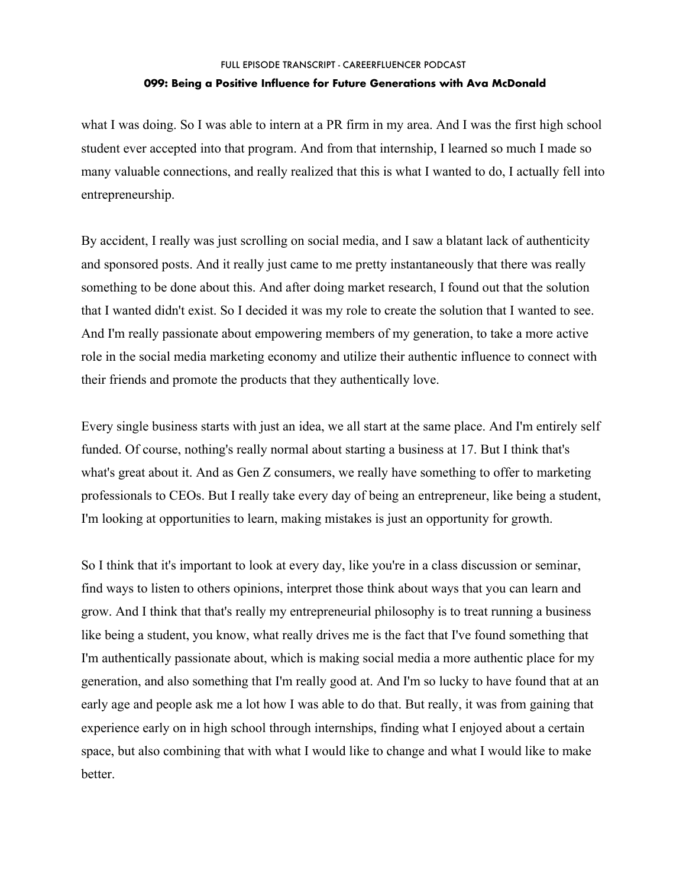what I was doing. So I was able to intern at a PR firm in my area. And I was the first high school student ever accepted into that program. And from that internship, I learned so much I made so many valuable connections, and really realized that this is what I wanted to do, I actually fell into entrepreneurship.

By accident, I really was just scrolling on social media, and I saw a blatant lack of authenticity and sponsored posts. And it really just came to me pretty instantaneously that there was really something to be done about this. And after doing market research, I found out that the solution that I wanted didn't exist. So I decided it was my role to create the solution that I wanted to see. And I'm really passionate about empowering members of my generation, to take a more active role in the social media marketing economy and utilize their authentic influence to connect with their friends and promote the products that they authentically love.

Every single business starts with just an idea, we all start at the same place. And I'm entirely self funded. Of course, nothing's really normal about starting a business at 17. But I think that's what's great about it. And as Gen Z consumers, we really have something to offer to marketing professionals to CEOs. But I really take every day of being an entrepreneur, like being a student, I'm looking at opportunities to learn, making mistakes is just an opportunity for growth.

So I think that it's important to look at every day, like you're in a class discussion or seminar, find ways to listen to others opinions, interpret those think about ways that you can learn and grow. And I think that that's really my entrepreneurial philosophy is to treat running a business like being a student, you know, what really drives me is the fact that I've found something that I'm authentically passionate about, which is making social media a more authentic place for my generation, and also something that I'm really good at. And I'm so lucky to have found that at an early age and people ask me a lot how I was able to do that. But really, it was from gaining that experience early on in high school through internships, finding what I enjoyed about a certain space, but also combining that with what I would like to change and what I would like to make better.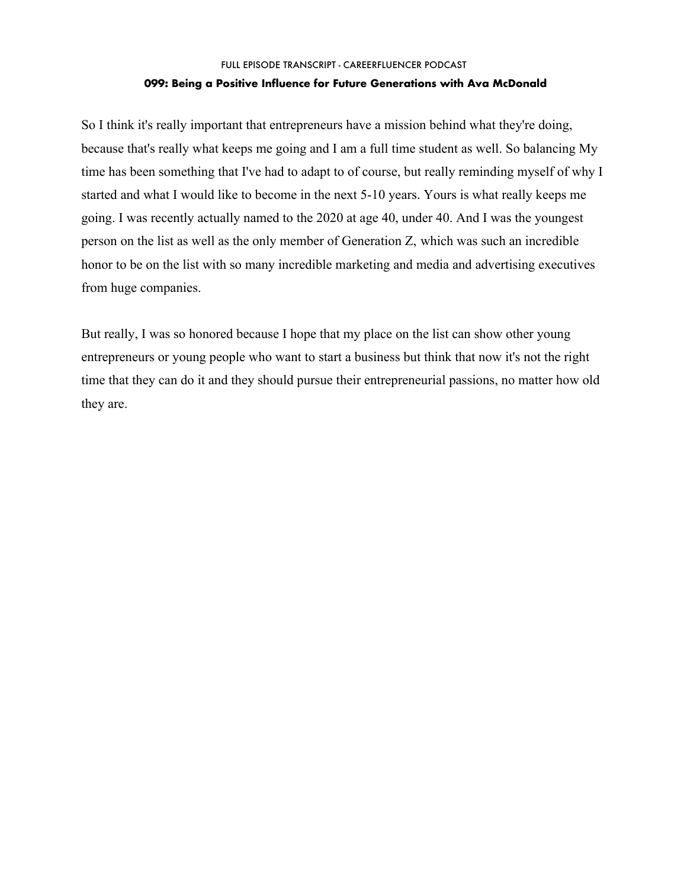So I think it's really important that entrepreneurs have a mission behind what they're doing, because that's really what keeps me going and I am a full time student as well. So balancing My time has been something that I've had to adapt to of course, but really reminding myself of why I started and what I would like to become in the next 5-10 years. Yours is what really keeps me going. I was recently actually named to the 2020 at age 40, under 40. And I was the youngest person on the list as well as the only member of Generation Z, which was such an incredible honor to be on the list with so many incredible marketing and media and advertising executives from huge companies.

But really, I was so honored because I hope that my place on the list can show other young entrepreneurs or young people who want to start a business but think that now it's not the right time that they can do it and they should pursue their entrepreneurial passions, no matter how old they are.